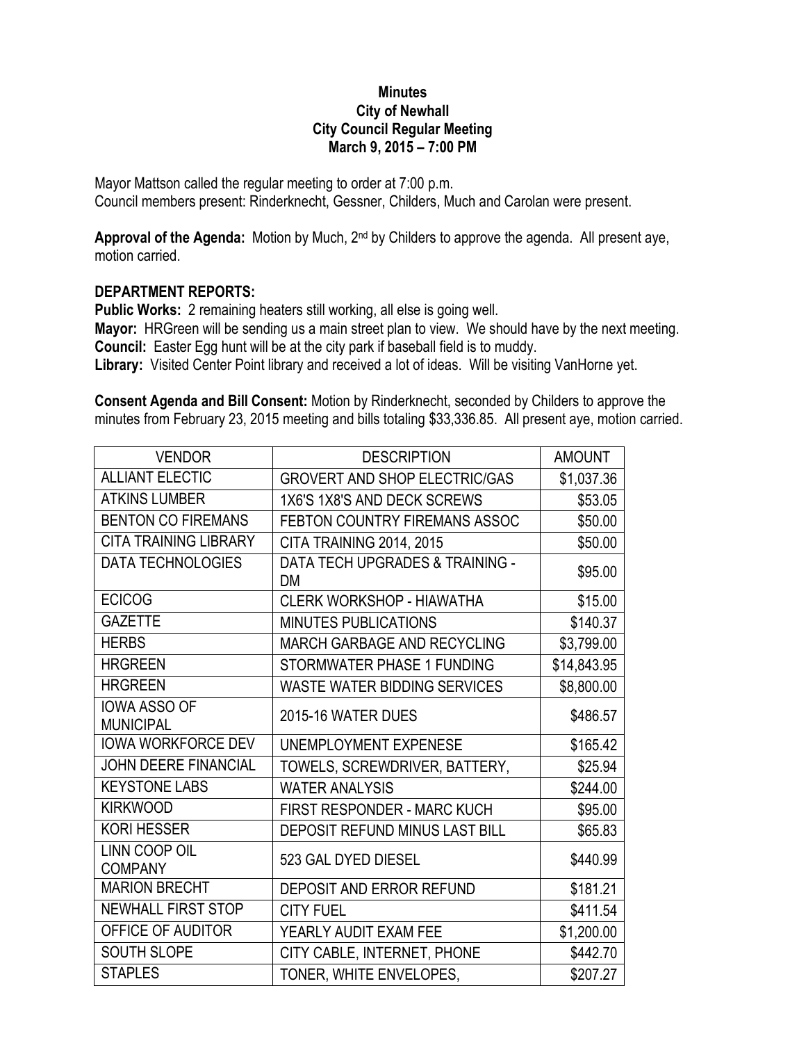**Minutes**
**City of Newhall**
**City Council Regular Meeting**
**March 9, 2015 – 7:00 PM**

Mayor Mattson called the regular meeting to order at 7:00 p.m.
Council members present: Rinderknecht, Gessner, Childers, Much and Carolan were present.

**Approval of the Agenda:** Motion by Much, 2nd by Childers to approve the agenda. All present aye, motion carried.

**DEPARTMENT REPORTS:**
**Public Works:** 2 remaining heaters still working, all else is going well.
**Mayor:** HRGreen will be sending us a main street plan to view. We should have by the next meeting.
**Council:** Easter Egg hunt will be at the city park if baseball field is to muddy.
**Library:** Visited Center Point library and received a lot of ideas. Will be visiting VanHorne yet.

**Consent Agenda and Bill Consent:** Motion by Rinderknecht, seconded by Childers to approve the minutes from February 23, 2015 meeting and bills totaling $33,336.85. All present aye, motion carried.

| VENDOR | DESCRIPTION | AMOUNT |
|---|---|---|
| ALLIANT ELECTIC | GROVERT AND SHOP ELECTRIC/GAS | $1,037.36 |
| ATKINS LUMBER | 1X6'S 1X8'S AND DECK SCREWS | $53.05 |
| BENTON CO FIREMANS | FEBTON COUNTRY FIREMANS ASSOC | $50.00 |
| CITA TRAINING LIBRARY | CITA TRAINING 2014, 2015 | $50.00 |
| DATA TECHNOLOGIES | DATA TECH UPGRADES & TRAINING - DM | $95.00 |
| ECICOG | CLERK WORKSHOP - HIAWATHA | $15.00 |
| GAZETTE | MINUTES PUBLICATIONS | $140.37 |
| HERBS | MARCH GARBAGE AND RECYCLING | $3,799.00 |
| HRGREEN | STORMWATER PHASE 1 FUNDING | $14,843.95 |
| HRGREEN | WASTE WATER BIDDING SERVICES | $8,800.00 |
| IOWA ASSO OF MUNICIPAL | 2015-16 WATER DUES | $486.57 |
| IOWA WORKFORCE DEV | UNEMPLOYMENT EXPENESE | $165.42 |
| JOHN DEERE FINANCIAL | TOWELS, SCREWDRIVER, BATTERY, | $25.94 |
| KEYSTONE LABS | WATER ANALYSIS | $244.00 |
| KIRKWOOD | FIRST RESPONDER - MARC KUCH | $95.00 |
| KORI HESSER | DEPOSIT REFUND MINUS LAST BILL | $65.83 |
| LINN COOP OIL COMPANY | 523 GAL DYED DIESEL | $440.99 |
| MARION BRECHT | DEPOSIT AND ERROR REFUND | $181.21 |
| NEWHALL FIRST STOP | CITY FUEL | $411.54 |
| OFFICE OF AUDITOR | YEARLY AUDIT EXAM FEE | $1,200.00 |
| SOUTH SLOPE | CITY CABLE, INTERNET, PHONE | $442.70 |
| STAPLES | TONER, WHITE ENVELOPES, | $207.27 |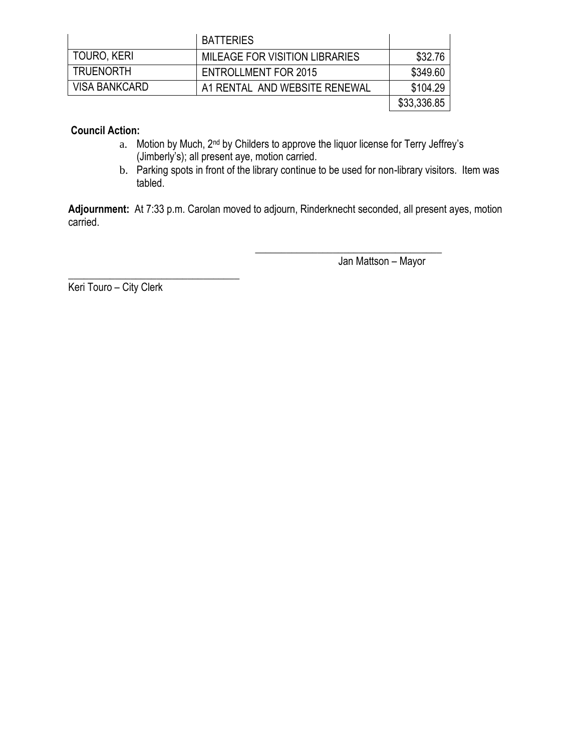| | | |
|---|---|---|
| | BATTERIES | |
| TOURO, KERI | MILEAGE FOR VISITION LIBRARIES | $32.76 |
| TRUENORTH | ENTROLLMENT FOR 2015 | $349.60 |
| VISA BANKCARD | A1 RENTAL AND WEBSITE RENEWAL | $104.29 |
| | | $33,336.85 |

**Council Action:**

a. Motion by Much, 2nd by Childers to approve the liquor license for Terry Jeffrey's (Jimberly's); all present aye, motion carried.
b. Parking spots in front of the library continue to be used for non-library visitors. Item was tabled.

**Adjournment:** At 7:33 p.m. Carolan moved to adjourn, Rinderknecht seconded, all present ayes, motion carried.

\_\_\_\_\_\_\_\_\_\_\_\_\_\_\_\_\_\_\_\_\_\_\_\_\_\_\_\_\_\_\_\_\_\_\_\_
Jan Mattson – Mayor

\_\_\_\_\_\_\_\_\_\_\_\_\_\_\_\_\_\_\_\_\_\_\_\_\_\_\_\_\_\_\_\_\_\_\_\_
Keri Touro – City Clerk